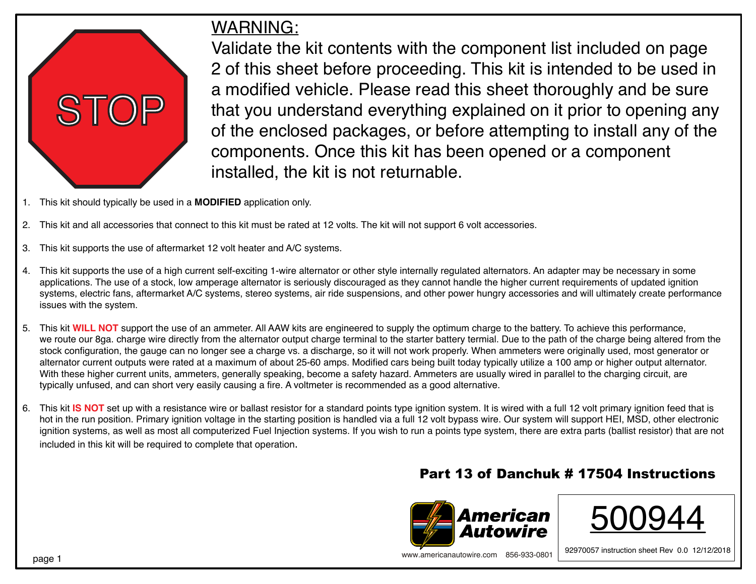STOP

## WARNING:

Validate the kit contents with the component list included on page 2 of this sheet before proceeding. This kit is intended to be used in a modified vehicle. Please read this sheet thoroughly and be sure that you understand everything explained on it prior to opening any of the enclosed packages, or before attempting to install any of the components. Once this kit has been opened or a component installed, the kit is not returnable.

1. This kit should typically be used in a **MODIFIED** application only.
2. This kit and all accessories that connect to this kit must be rated at 12 volts. The kit will not support 6 volt accessories.
3. This kit supports the use of aftermarket 12 volt heater and A/C systems.
4. This kit supports the use of a high current self-exciting 1-wire alternator or other style internally regulated alternators. An adapter may be necessary in some applications. The use of a stock, low amperage alternator is seriously discouraged as they cannot handle the higher current requirements of updated ignition systems, electric fans, aftermarket A/C systems, stereo systems, air ride suspensions, and other power hungry accessories and will ultimately create performance issues with the system.
5. This kit **WILL NOT** support the use of an ammeter. All AAW kits are engineered to supply the optimum charge to the battery. To achieve this performance, we route our 8ga. charge wire directly from the alternator output charge terminal to the starter battery termial. Due to the path of the charge being altered from the stock configuration, the gauge can no longer see a charge vs. a discharge, so it will not work properly. When ammeters were originally used, most generator or alternator current outputs were rated at a maximum of about 25-60 amps. Modified cars being built today typically utilize a 100 amp or higher output alternator. With these higher current units, ammeters, generally speaking, become a safety hazard. Ammeters are usually wired in parallel to the charging circuit, are typically unfused, and can short very easily causing a fire. A voltmeter is recommended as a good alternative.
6. This kit **IS NOT** set up with a resistance wire or ballast resistor for a standard points type ignition system. It is wired with a full 12 volt primary ignition feed that is hot in the run position. Primary ignition voltage in the starting position is handled via a full 12 volt bypass wire. Our system will support HEI, MSD, other electronic ignition systems, as well as most all computerized Fuel Injection systems. If you wish to run a points type system, there are extra parts (ballist resistor) that are not included in this kit will be required to complete that operation.

**Part 13 of Danchuk # 17504 Instructions**

American Autowire

www.americanautowire.com 856-933-0801

500944

92970057 instruction sheet Rev 0.0 12/12/2018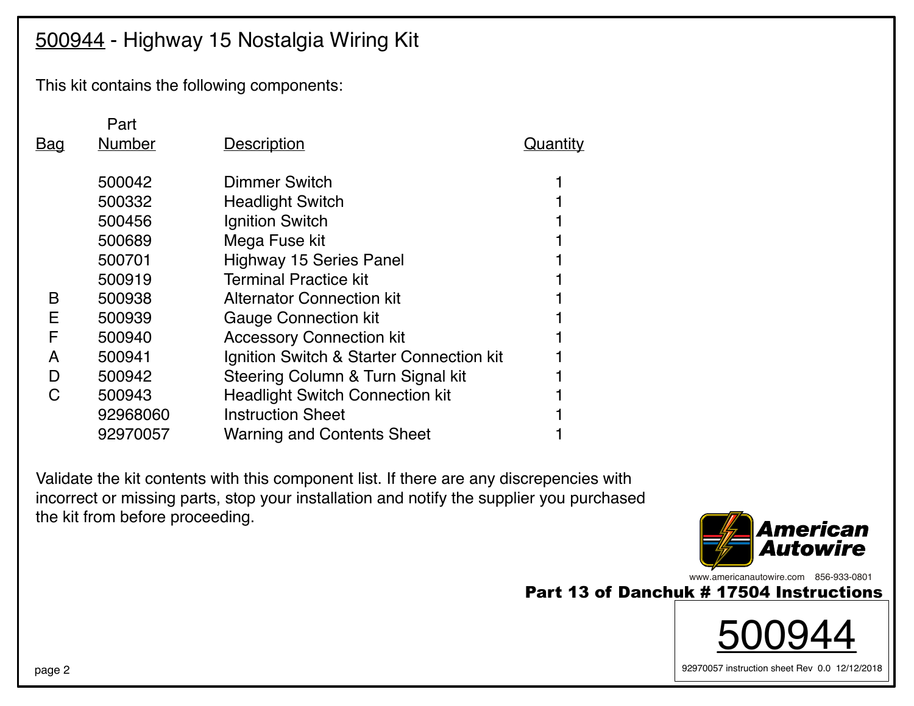# 500944 - Highway 15 Nostalgia Wiring Kit

This kit contains the following components:

| Bag | Part Number | Description | Quantity |
|---|---|---|---|
| | 500042 | Dimmer Switch | 1 |
| | 500332 | Headlight Switch | 1 |
| | 500456 | Ignition Switch | 1 |
| | 500689 | Mega Fuse kit | 1 |
| | 500701 | Highway 15 Series Panel | 1 |
| | 500919 | Terminal Practice kit | 1 |
| B | 500938 | Alternator Connection kit | 1 |
| E | 500939 | Gauge Connection kit | 1 |
| F | 500940 | Accessory Connection kit | 1 |
| A | 500941 | Ignition Switch & Starter Connection kit | 1 |
| D | 500942 | Steering Column & Turn Signal kit | 1 |
| C | 500943 | Headlight Switch Connection kit | 1 |
| | 92968060 | Instruction Sheet | 1 |
| | 92970057 | Warning and Contents Sheet | 1 |

Validate the kit contents with this component list. If there are any discrepencies with incorrect or missing parts, stop your installation and notify the supplier you purchased the kit from before proceeding.

American Autowire

www.americanautowire.com 856-933-0801

**Part 13 of Danchuk # 17504 Instructions**

500944

92970057 instruction sheet Rev 0.0 12/12/2018